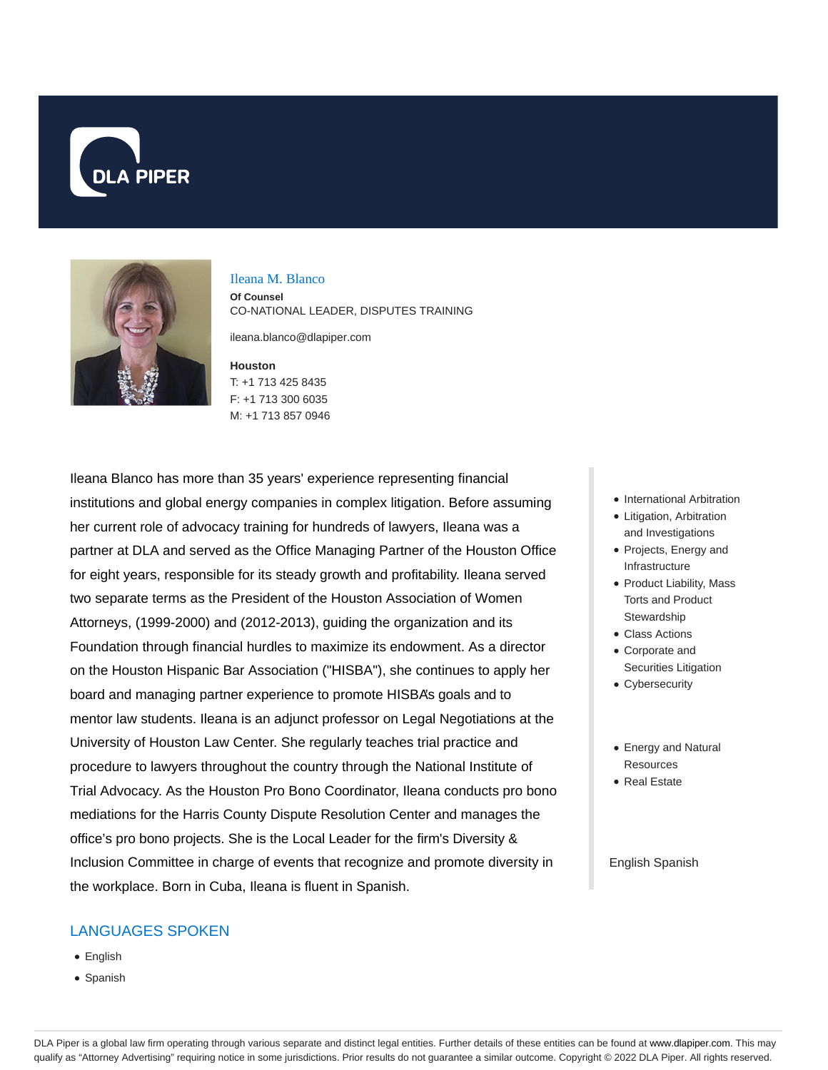# Ileana M. Blanco

**Of Counsel**

CO-NATIONAL LEADER, DISPUTES TRAINING

ileana.blanco@dlapiper.com

**Houston**

T: +1 713 425 8435

F: +1 713 300 6035

M: +1 713 857 0946

Ileana Blanco has more than 35 years' experience representing financial institutions and global energy companies in complex litigation. Before assuming her current role of advocacy training for hundreds of lawyers, Ileana was a partner at DLA and served as the Office Managing Partner of the Houston Office for eight years, responsible for its steady growth and profitability. Ileana served two separate terms as the President of the Houston Association of Women Attorneys, (1999-2000) and (2012-2013), guiding the organization and its Foundation through financial hurdles to maximize its endowment. As a director on the Houston Hispanic Bar Association ("HISBA"), she continues to apply her board and managing partner experience to promote HISBA's goals and to mentor law students. Ileana is an adjunct professor on Legal Negotiations at the University of Houston Law Center. She regularly teaches trial practice and procedure to lawyers throughout the country through the National Institute of Trial Advocacy. As the Houston Pro Bono Coordinator, Ileana conducts pro bono mediations for the Harris County Dispute Resolution Center and manages the office's pro bono projects. She is the Local Leader for the firm's Diversity & Inclusion Committee in charge of events that recognize and promote diversity in the workplace. Born in Cuba, Ileana is fluent in Spanish.

- International Arbitration
- Litigation, Arbitration and Investigations
- Projects, Energy and Infrastructure
- Product Liability, Mass Torts and Product Stewardship
- Class Actions
- Corporate and Securities Litigation
- Cybersecurity

- Energy and Natural Resources
- Real Estate

English Spanish

## LANGUAGES SPOKEN

- English
- Spanish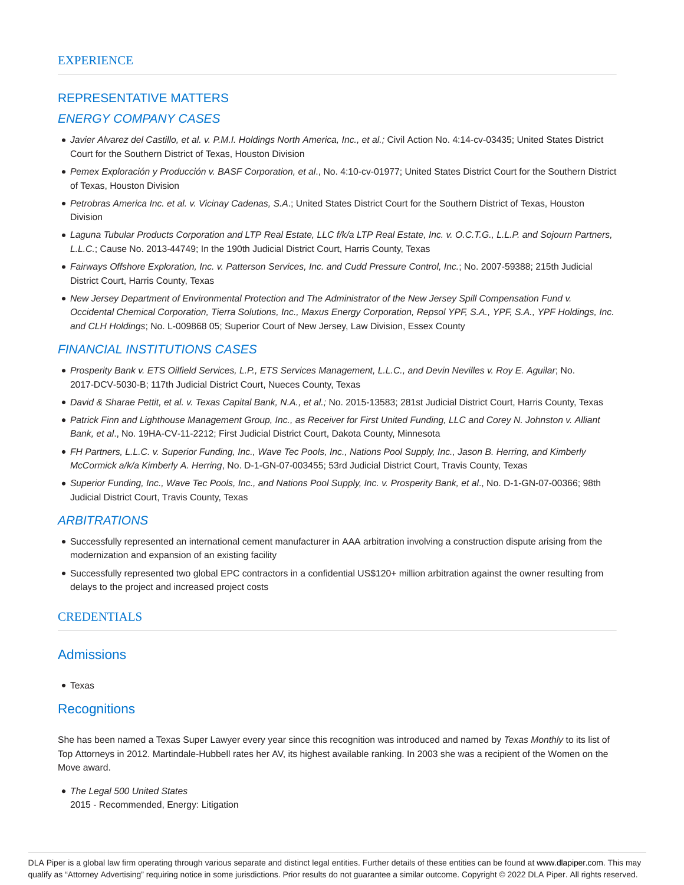## EXPERIENCE

### REPRESENTATIVE MATTERS

#### *ENERGY COMPANY CASES*

- *Javier Alvarez del Castillo, et al. v. P.M.I. Holdings North America, Inc., et al.;* Civil Action No. 4:14-cv-03435; United States District Court for the Southern District of Texas, Houston Division
- *Pemex Exploración y Producción v. BASF Corporation, et al*., No. 4:10-cv-01977; United States District Court for the Southern District of Texas, Houston Division
- *Petrobras America Inc. et al. v. Vicinay Cadenas, S.A*.; United States District Court for the Southern District of Texas, Houston Division
- *Laguna Tubular Products Corporation and LTP Real Estate, LLC f/k/a LTP Real Estate, Inc. v. O.C.T.G., L.L.P. and Sojourn Partners, L.L.C.*; Cause No. 2013-44749; In the 190th Judicial District Court, Harris County, Texas
- *Fairways Offshore Exploration, Inc. v. Patterson Services, Inc. and Cudd Pressure Control, Inc.*; No. 2007-59388; 215th Judicial District Court, Harris County, Texas
- *New Jersey Department of Environmental Protection and The Administrator of the New Jersey Spill Compensation Fund v. Occidental Chemical Corporation, Tierra Solutions, Inc., Maxus Energy Corporation, Repsol YPF, S.A., YPF, S.A., YPF Holdings, Inc. and CLH Holdings*; No. L-009868 05; Superior Court of New Jersey, Law Division, Essex County

#### *FINANCIAL INSTITUTIONS CASES*

- *Prosperity Bank v. ETS Oilfield Services, L.P., ETS Services Management, L.L.C., and Devin Nevilles v. Roy E. Aguilar*; No. 2017-DCV-5030-B; 117th Judicial District Court, Nueces County, Texas
- *David & Sharae Pettit, et al. v. Texas Capital Bank, N.A., et al.;* No. 2015-13583; 281st Judicial District Court, Harris County, Texas
- *Patrick Finn and Lighthouse Management Group, Inc., as Receiver for First United Funding, LLC and Corey N. Johnston v. Alliant Bank, et al*., No. 19HA-CV-11-2212; First Judicial District Court, Dakota County, Minnesota
- *FH Partners, L.L.C. v. Superior Funding, Inc., Wave Tec Pools, Inc., Nations Pool Supply, Inc., Jason B. Herring, and Kimberly McCormick a/k/a Kimberly A. Herring*, No. D-1-GN-07-003455; 53rd Judicial District Court, Travis County, Texas
- *Superior Funding, Inc., Wave Tec Pools, Inc., and Nations Pool Supply, Inc. v. Prosperity Bank, et al*., No. D-1-GN-07-00366; 98th Judicial District Court, Travis County, Texas

#### *ARBITRATIONS*

- Successfully represented an international cement manufacturer in AAA arbitration involving a construction dispute arising from the modernization and expansion of an existing facility
- Successfully represented two global EPC contractors in a confidential US$120+ million arbitration against the owner resulting from delays to the project and increased project costs

## CREDENTIALS

### Admissions

- Texas

### Recognitions

She has been named a Texas Super Lawyer every year since this recognition was introduced and named by *Texas Monthly* to its list of Top Attorneys in 2012. Martindale-Hubbell rates her AV, its highest available ranking. In 2003 she was a recipient of the Women on the Move award.

- *The Legal 500 United States*
  2015 - Recommended, Energy: Litigation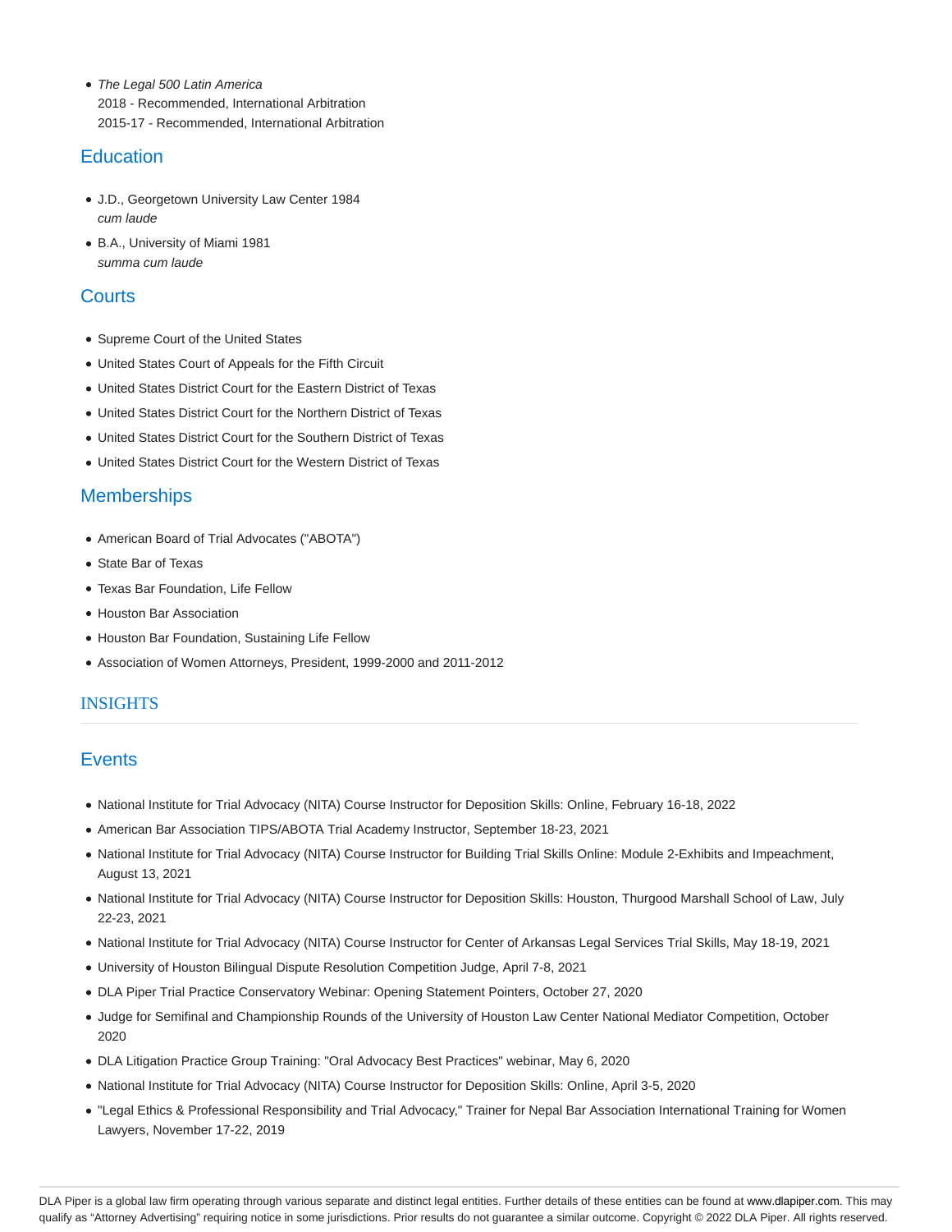- *The Legal 500 Latin America*
  2018 - Recommended, International Arbitration
  2015-17 - Recommended, International Arbitration

## Education

- J.D., Georgetown University Law Center 1984
  *cum laude*
- B.A., University of Miami 1981
  *summa cum laude*

## Courts

- Supreme Court of the United States
- United States Court of Appeals for the Fifth Circuit
- United States District Court for the Eastern District of Texas
- United States District Court for the Northern District of Texas
- United States District Court for the Southern District of Texas
- United States District Court for the Western District of Texas

## Memberships

- American Board of Trial Advocates ("ABOTA")
- State Bar of Texas
- Texas Bar Foundation, Life Fellow
- Houston Bar Association
- Houston Bar Foundation, Sustaining Life Fellow
- Association of Women Attorneys, President, 1999-2000 and 2011-2012

# INSIGHTS

## Events

- National Institute for Trial Advocacy (NITA) Course Instructor for Deposition Skills: Online, February 16-18, 2022
- American Bar Association TIPS/ABOTA Trial Academy Instructor, September 18-23, 2021
- National Institute for Trial Advocacy (NITA) Course Instructor for Building Trial Skills Online: Module 2-Exhibits and Impeachment, August 13, 2021
- National Institute for Trial Advocacy (NITA) Course Instructor for Deposition Skills: Houston, Thurgood Marshall School of Law, July 22-23, 2021
- National Institute for Trial Advocacy (NITA) Course Instructor for Center of Arkansas Legal Services Trial Skills, May 18-19, 2021
- University of Houston Bilingual Dispute Resolution Competition Judge, April 7-8, 2021
- DLA Piper Trial Practice Conservatory Webinar: Opening Statement Pointers, October 27, 2020
- Judge for Semifinal and Championship Rounds of the University of Houston Law Center National Mediator Competition, October 2020
- DLA Litigation Practice Group Training: "Oral Advocacy Best Practices" webinar, May 6, 2020
- National Institute for Trial Advocacy (NITA) Course Instructor for Deposition Skills: Online, April 3-5, 2020
- "Legal Ethics & Professional Responsibility and Trial Advocacy," Trainer for Nepal Bar Association International Training for Women Lawyers, November 17-22, 2019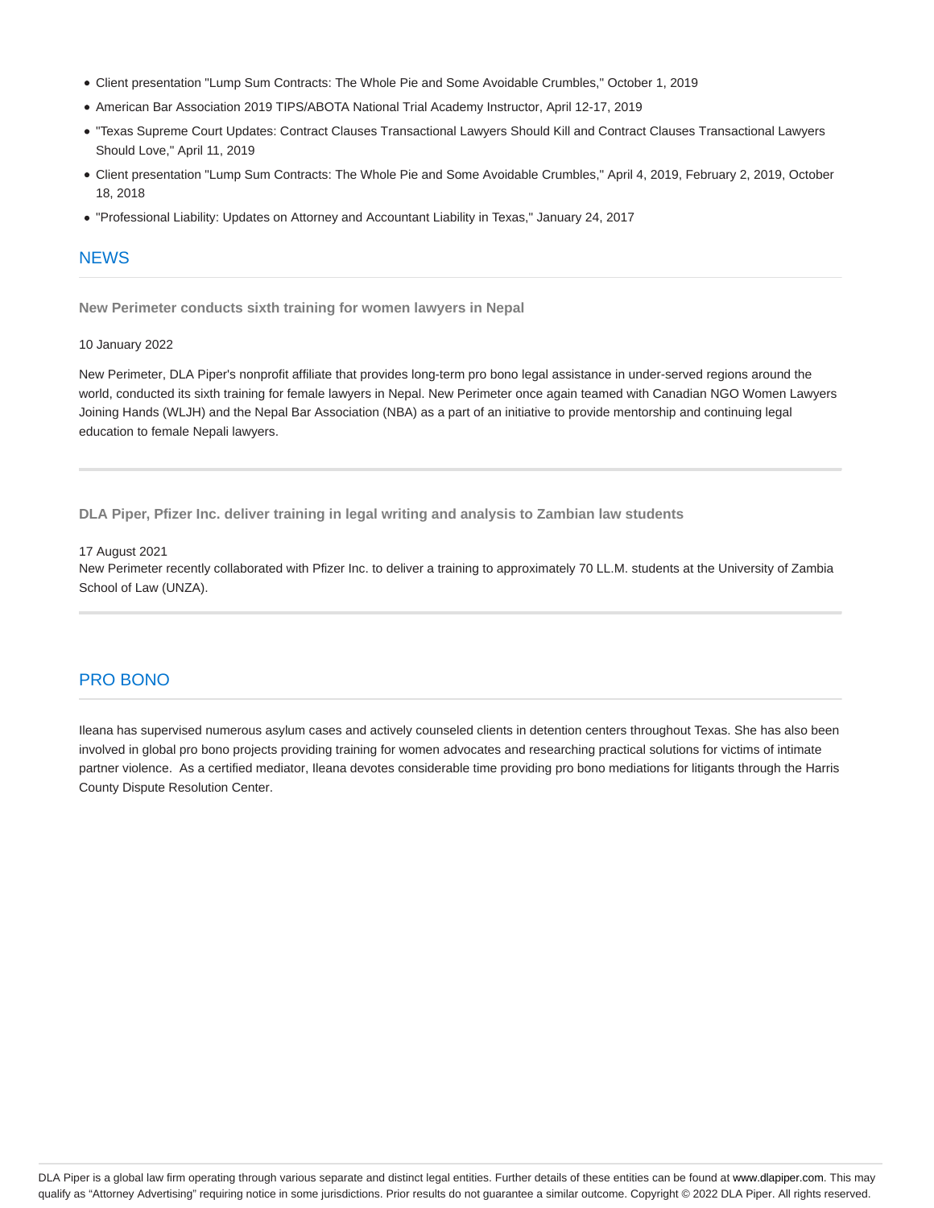- Client presentation "Lump Sum Contracts: The Whole Pie and Some Avoidable Crumbles," October 1, 2019
- American Bar Association 2019 TIPS/ABOTA National Trial Academy Instructor, April 12-17, 2019
- "Texas Supreme Court Updates: Contract Clauses Transactional Lawyers Should Kill and Contract Clauses Transactional Lawyers Should Love," April 11, 2019
- Client presentation "Lump Sum Contracts: The Whole Pie and Some Avoidable Crumbles," April 4, 2019, February 2, 2019, October 18, 2018
- "Professional Liability: Updates on Attorney and Accountant Liability in Texas," January 24, 2017

## NEWS

### New Perimeter conducts sixth training for women lawyers in Nepal

10 January 2022

New Perimeter, DLA Piper's nonprofit affiliate that provides long-term pro bono legal assistance in under-served regions around the world, conducted its sixth training for female lawyers in Nepal. New Perimeter once again teamed with Canadian NGO Women Lawyers Joining Hands (WLJH) and the Nepal Bar Association (NBA) as a part of an initiative to provide mentorship and continuing legal education to female Nepali lawyers.

### DLA Piper, Pfizer Inc. deliver training in legal writing and analysis to Zambian law students

17 August 2021

New Perimeter recently collaborated with Pfizer Inc. to deliver a training to approximately 70 LL.M. students at the University of Zambia School of Law (UNZA).

## PRO BONO

Ileana has supervised numerous asylum cases and actively counseled clients in detention centers throughout Texas. She has also been involved in global pro bono projects providing training for women advocates and researching practical solutions for victims of intimate partner violence. As a certified mediator, Ileana devotes considerable time providing pro bono mediations for litigants through the Harris County Dispute Resolution Center.

DLA Piper is a global law firm operating through various separate and distinct legal entities. Further details of these entities can be found at www.dlapiper.com. This may qualify as "Attorney Advertising" requiring notice in some jurisdictions. Prior results do not guarantee a similar outcome. Copyright © 2022 DLA Piper. All rights reserved.